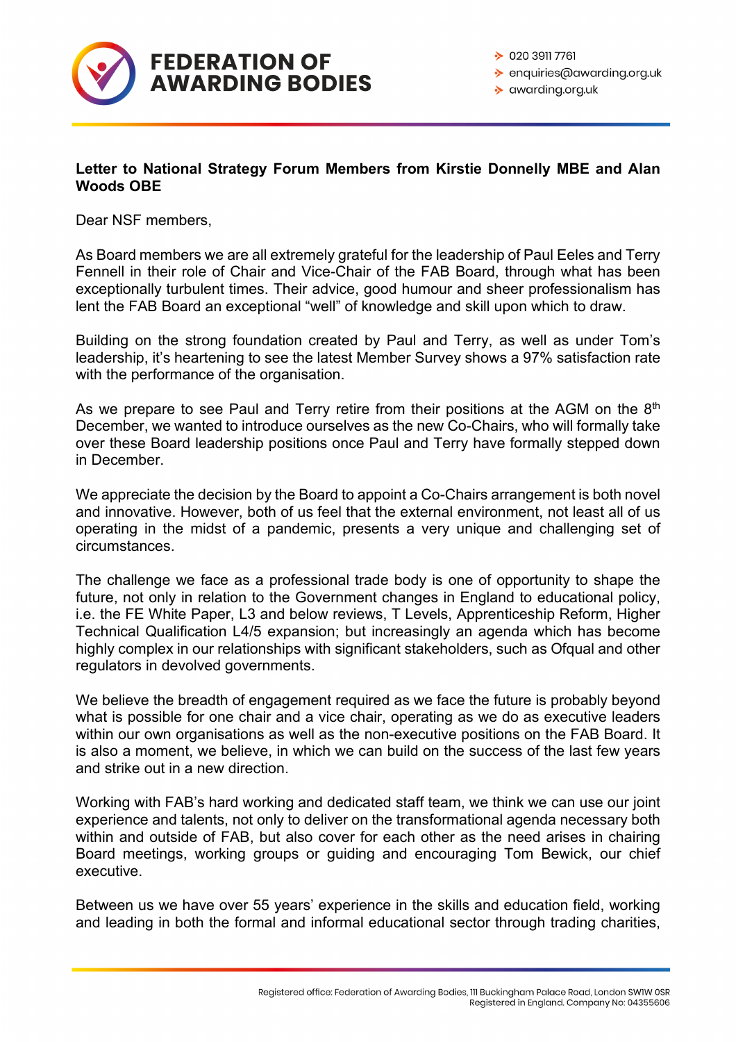**Letter to National Strategy Forum Members from Kirstie Donnelly MBE and Alan Woods OBE**

Dear NSF members,

As Board members we are all extremely grateful for the leadership of Paul Eeles and Terry Fennell in their role of Chair and Vice-Chair of the FAB Board, through what has been exceptionally turbulent times. Their advice, good humour and sheer professionalism has lent the FAB Board an exceptional "well" of knowledge and skill upon which to draw.

Building on the strong foundation created by Paul and Terry, as well as under Tom's leadership, it's heartening to see the latest Member Survey shows a 97% satisfaction rate with the performance of the organisation.

As we prepare to see Paul and Terry retire from their positions at the AGM on the 8th December, we wanted to introduce ourselves as the new Co-Chairs, who will formally take over these Board leadership positions once Paul and Terry have formally stepped down in December.

We appreciate the decision by the Board to appoint a Co-Chairs arrangement is both novel and innovative. However, both of us feel that the external environment, not least all of us operating in the midst of a pandemic, presents a very unique and challenging set of circumstances.

The challenge we face as a professional trade body is one of opportunity to shape the future, not only in relation to the Government changes in England to educational policy, i.e. the FE White Paper, L3 and below reviews, T Levels, Apprenticeship Reform, Higher Technical Qualification L4/5 expansion; but increasingly an agenda which has become highly complex in our relationships with significant stakeholders, such as Ofqual and other regulators in devolved governments.

We believe the breadth of engagement required as we face the future is probably beyond what is possible for one chair and a vice chair, operating as we do as executive leaders within our own organisations as well as the non-executive positions on the FAB Board. It is also a moment, we believe, in which we can build on the success of the last few years and strike out in a new direction.

Working with FAB's hard working and dedicated staff team, we think we can use our joint experience and talents, not only to deliver on the transformational agenda necessary both within and outside of FAB, but also cover for each other as the need arises in chairing Board meetings, working groups or guiding and encouraging Tom Bewick, our chief executive.

Between us we have over 55 years' experience in the skills and education field, working and leading in both the formal and informal educational sector through trading charities,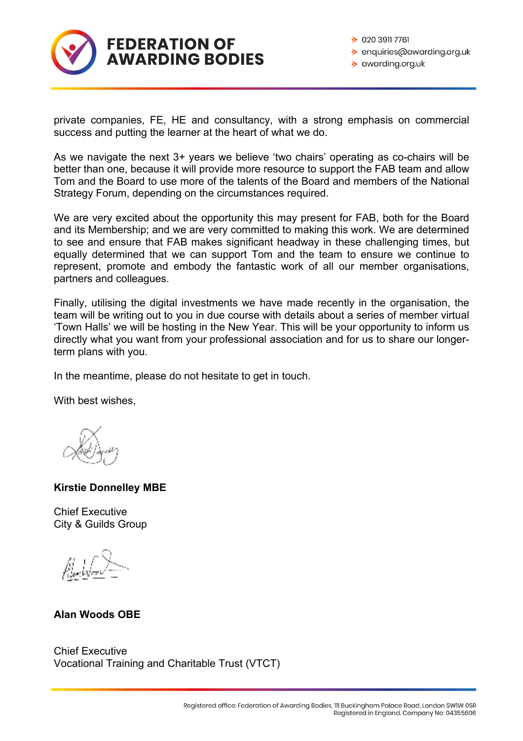private companies, FE, HE and consultancy, with a strong emphasis on commercial success and putting the learner at the heart of what we do.

As we navigate the next 3+ years we believe 'two chairs' operating as co-chairs will be better than one, because it will provide more resource to support the FAB team and allow Tom and the Board to use more of the talents of the Board and members of the National Strategy Forum, depending on the circumstances required.

We are very excited about the opportunity this may present for FAB, both for the Board and its Membership; and we are very committed to making this work. We are determined to see and ensure that FAB makes significant headway in these challenging times, but equally determined that we can support Tom and the team to ensure we continue to represent, promote and embody the fantastic work of all our member organisations, partners and colleagues.

Finally, utilising the digital investments we have made recently in the organisation, the team will be writing out to you in due course with details about a series of member virtual 'Town Halls' we will be hosting in the New Year. This will be your opportunity to inform us directly what you want from your professional association and for us to share our longer-term plans with you.

In the meantime, please do not hesitate to get in touch.

With best wishes,

**Kirstie Donnelley MBE**

Chief Executive
City & Guilds Group

**Alan Woods OBE**

Chief Executive
Vocational Training and Charitable Trust (VTCT)